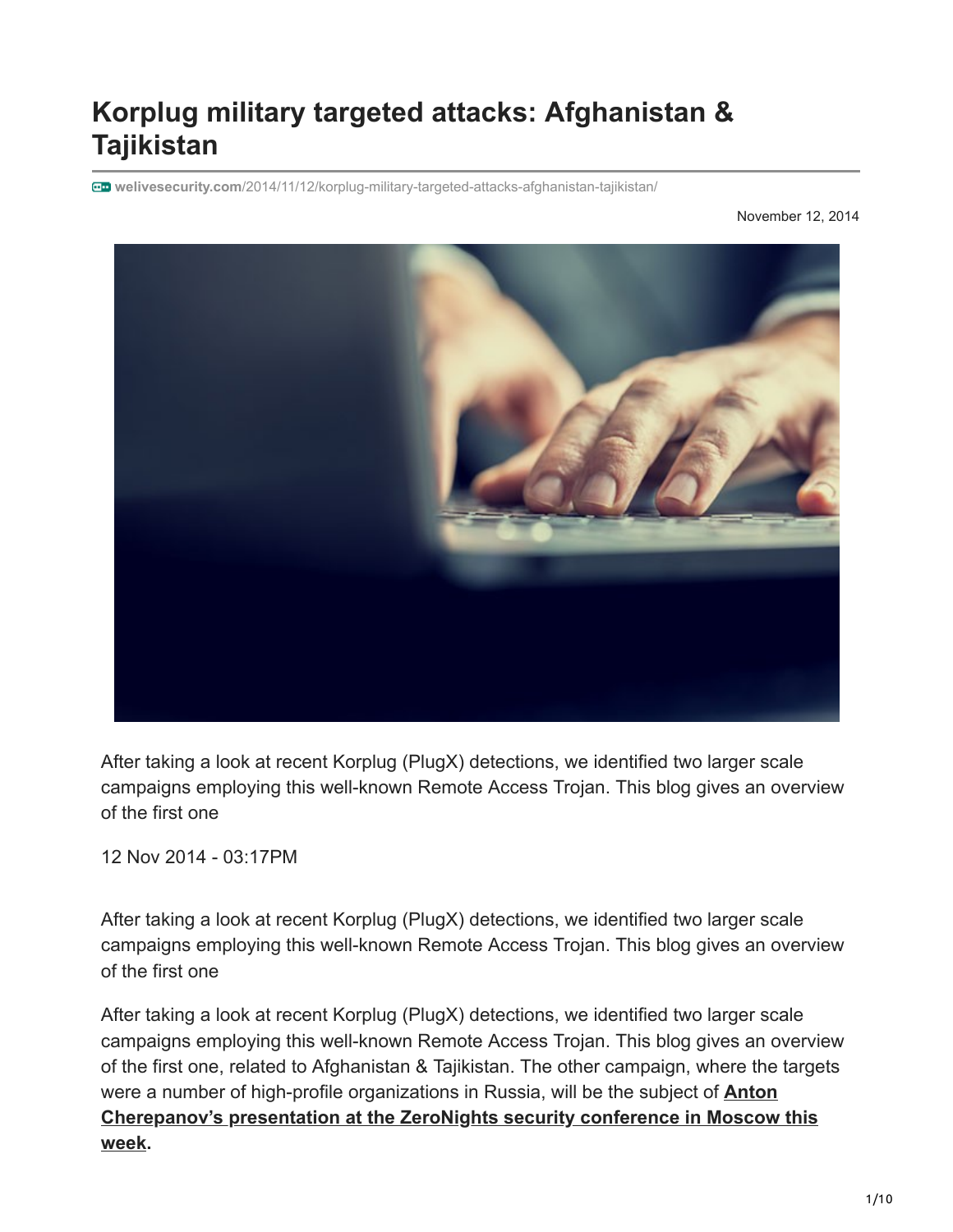# Korplug military targeted attacks: Afghanistan & Tajikistan

welivesecurity.com/2014/11/12/korplug-military-targeted-attacks-afghanistan-tajikistan/

November 12, 2014

After taking a look at recent Korplug (PlugX) detections, we identified two larger scale campaigns employing this well-known Remote Access Trojan. This blog gives an overview of the first one

12 Nov 2014 - 03:17PM

After taking a look at recent Korplug (PlugX) detections, we identified two larger scale campaigns employing this well-known Remote Access Trojan. This blog gives an overview of the first one

After taking a look at recent Korplug (PlugX) detections, we identified two larger scale campaigns employing this well-known Remote Access Trojan. This blog gives an overview of the first one, related to Afghanistan & Tajikistan. The other campaign, where the targets were a number of high-profile organizations in Russia, will be the subject of **Anton Cherepanov's presentation at the ZeroNights security conference in Moscow this week.**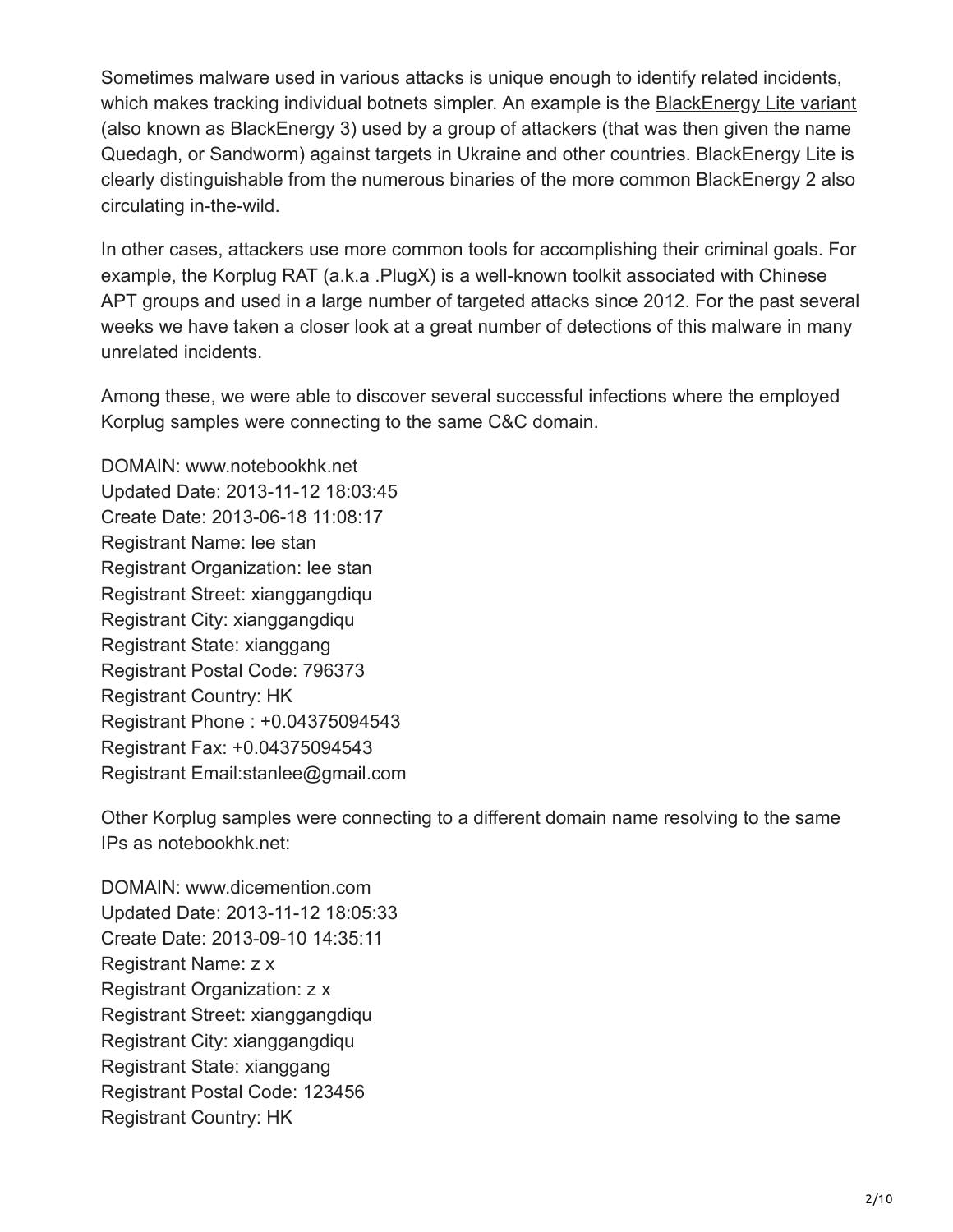Sometimes malware used in various attacks is unique enough to identify related incidents, which makes tracking individual botnets simpler. An example is the BlackEnergy Lite variant (also known as BlackEnergy 3) used by a group of attackers (that was then given the name Quedagh, or Sandworm) against targets in Ukraine and other countries. BlackEnergy Lite is clearly distinguishable from the numerous binaries of the more common BlackEnergy 2 also circulating in-the-wild.

In other cases, attackers use more common tools for accomplishing their criminal goals. For example, the Korplug RAT (a.k.a .PlugX) is a well-known toolkit associated with Chinese APT groups and used in a large number of targeted attacks since 2012. For the past several weeks we have taken a closer look at a great number of detections of this malware in many unrelated incidents.

Among these, we were able to discover several successful infections where the employed Korplug samples were connecting to the same C&C domain.

DOMAIN: www.notebookhk.net
Updated Date: 2013-11-12 18:03:45
Create Date: 2013-06-18 11:08:17
Registrant Name: lee stan
Registrant Organization: lee stan
Registrant Street: xianggangdiqu
Registrant City: xianggangdiqu
Registrant State: xianggang
Registrant Postal Code: 796373
Registrant Country: HK
Registrant Phone : +0.04375094543
Registrant Fax: +0.04375094543
Registrant Email:stanlee@gmail.com

Other Korplug samples were connecting to a different domain name resolving to the same IPs as notebookhk.net:

DOMAIN: www.dicemention.com
Updated Date: 2013-11-12 18:05:33
Create Date: 2013-09-10 14:35:11
Registrant Name: z x
Registrant Organization: z x
Registrant Street: xianggangdiqu
Registrant City: xianggangdiqu
Registrant State: xianggang
Registrant Postal Code: 123456
Registrant Country: HK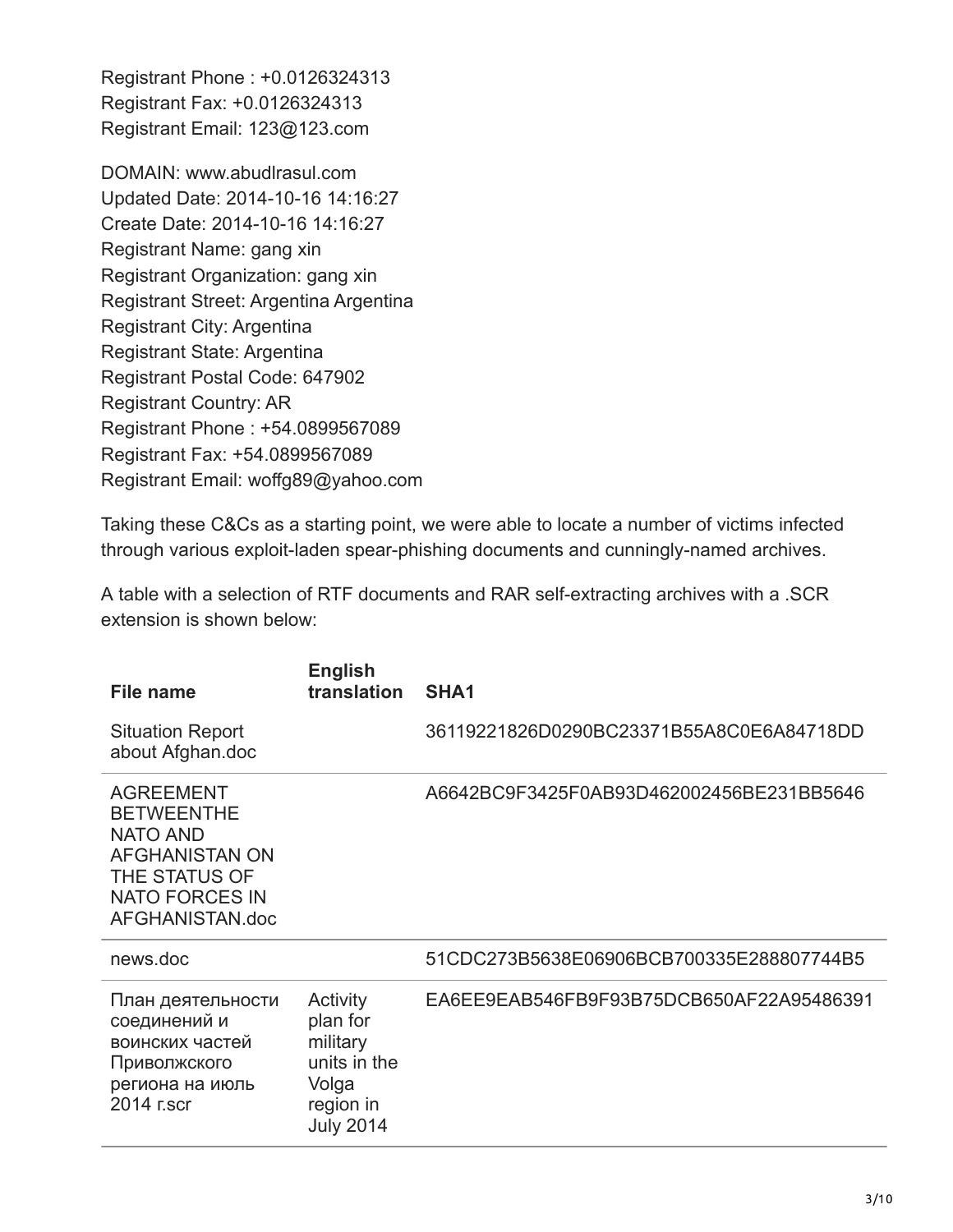Registrant Phone : +0.0126324313
Registrant Fax: +0.0126324313
Registrant Email: 123@123.com

DOMAIN: www.abudlrasul.com
Updated Date: 2014-10-16 14:16:27
Create Date: 2014-10-16 14:16:27
Registrant Name: gang xin
Registrant Organization: gang xin
Registrant Street: Argentina Argentina
Registrant City: Argentina
Registrant State: Argentina
Registrant Postal Code: 647902
Registrant Country: AR
Registrant Phone : +54.0899567089
Registrant Fax: +54.0899567089
Registrant Email: woffg89@yahoo.com

Taking these C&Cs as a starting point, we were able to locate a number of victims infected through various exploit-laden spear-phishing documents and cunningly-named archives.

A table with a selection of RTF documents and RAR self-extracting archives with a .SCR extension is shown below:

| File name | English translation | SHA1 |
|---|---|---|
| Situation Report about Afghan.doc | | 36119221826D0290BC23371B55A8C0E6A84718DD |
| AGREEMENT BETWEENTHE NATO AND AFGHANISTAN ON THE STATUS OF NATO FORCES IN AFGHANISTAN.doc | | A6642BC9F3425F0AB93D462002456BE231BB5646 |
| news.doc | | 51CDC273B5638E06906BCB700335E288807744B5 |
| План деятельности соединений и воинских частей Приволжского региона на июль 2014 г.scr | Activity plan for military units in the Volga region in July 2014 | EA6EE9EAB546FB9F93B75DCB650AF22A95486391 |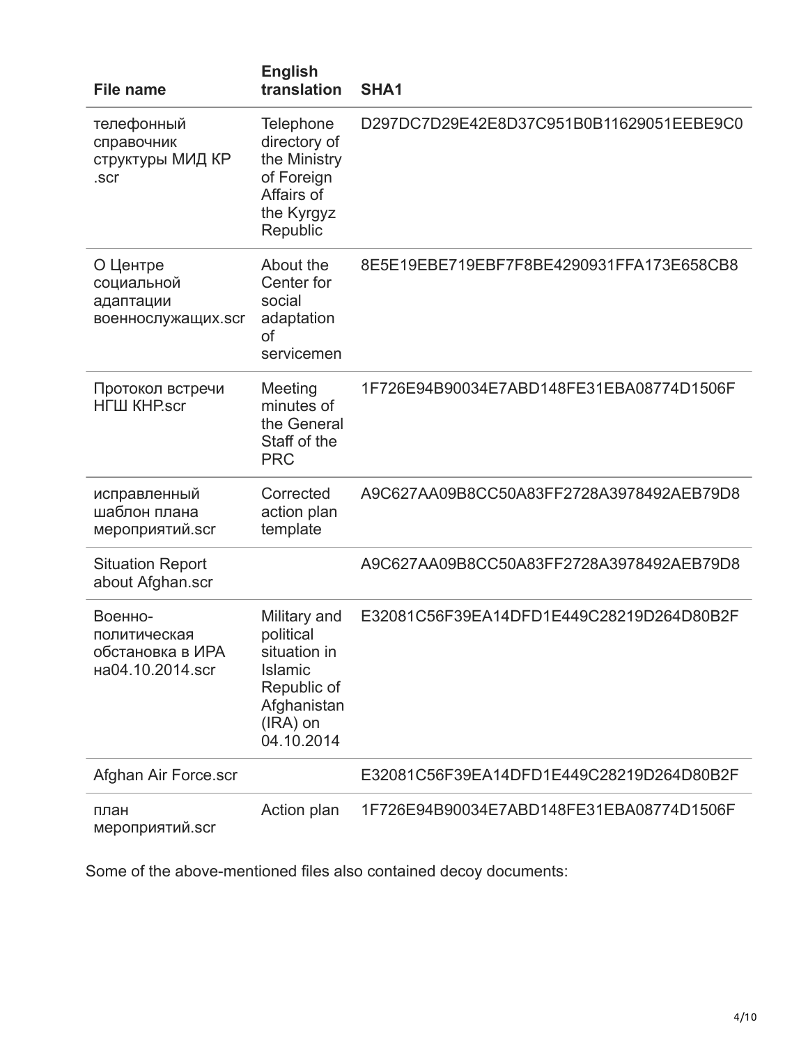| File name | English translation | SHA1 |
|---|---|---|
| телефонный справочник структуры МИД КР .scr | Telephone directory of the Ministry of Foreign Affairs of the Kyrgyz Republic | D297DC7D29E42E8D37C951B0B11629051EEBE9C0 |
| О Центре социальной адаптации военнослужащих.scr | About the Center for social adaptation of servicemen | 8E5E19EBE719EBF7F8BE4290931FFA173E658CB8 |
| Протокол встречи НГШ КНР.scr | Meeting minutes of the General Staff of the PRC | 1F726E94B90034E7ABD148FE31EBA08774D1506F |
| исправленный шаблон плана мероприятий.scr | Corrected action plan template | A9C627AA09B8CC50A83FF2728A3978492AEB79D8 |
| Situation Report about Afghan.scr | | A9C627AA09B8CC50A83FF2728A3978492AEB79D8 |
| Военно-политическая обстановка в ИРА на04.10.2014.scr | Military and political situation in Islamic Republic of Afghanistan (IRA) on 04.10.2014 | E32081C56F39EA14DFD1E449C28219D264D80B2F |
| Afghan Air Force.scr | | E32081C56F39EA14DFD1E449C28219D264D80B2F |
| план мероприятий.scr | Action plan | 1F726E94B90034E7ABD148FE31EBA08774D1506F |

Some of the above-mentioned files also contained decoy documents: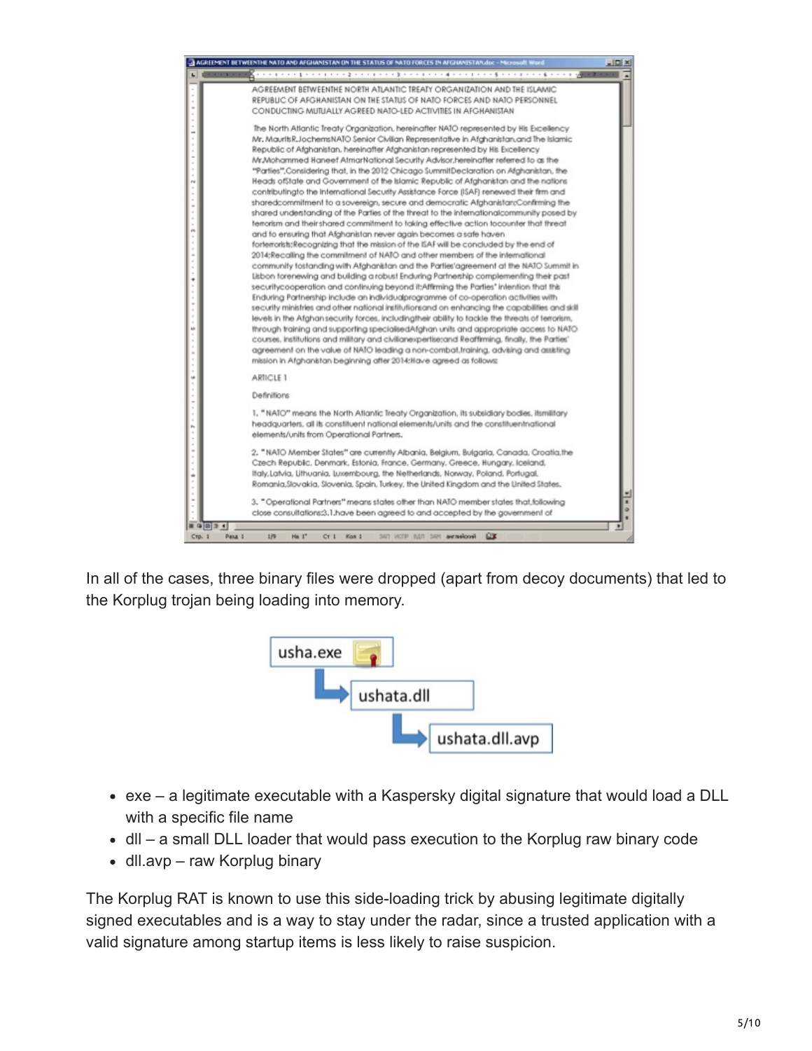In all of the cases, three binary files were dropped (apart from decoy documents) that led to the Korplug trojan being loading into memory.

- exe – a legitimate executable with a Kaspersky digital signature that would load a DLL with a specific file name
- dll – a small DLL loader that would pass execution to the Korplug raw binary code
- dll.avp – raw Korplug binary

The Korplug RAT is known to use this side-loading trick by abusing legitimate digitally signed executables and is a way to stay under the radar, since a trusted application with a valid signature among startup items is less likely to raise suspicion.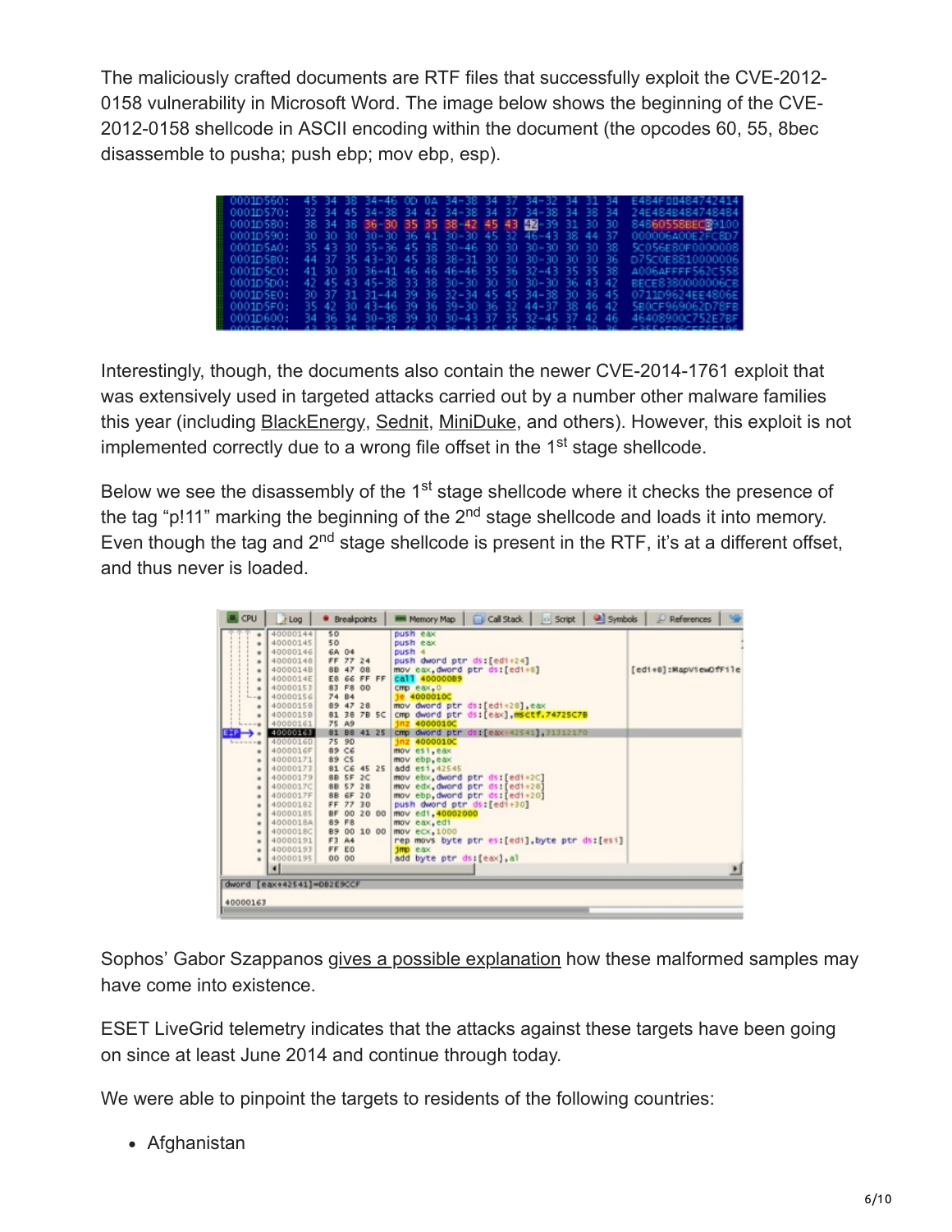The maliciously crafted documents are RTF files that successfully exploit the CVE-2012-0158 vulnerability in Microsoft Word. The image below shows the beginning of the CVE-2012-0158 shellcode in ASCII encoding within the document (the opcodes 60, 55, 8bec disassemble to pusha; push ebp; mov ebp, esp).

Interestingly, though, the documents also contain the newer CVE-2014-1761 exploit that was extensively used in targeted attacks carried out by a number other malware families this year (including BlackEnergy, Sednit, MiniDuke, and others). However, this exploit is not implemented correctly due to a wrong file offset in the 1st stage shellcode.

Below we see the disassembly of the 1st stage shellcode where it checks the presence of the tag “p!11” marking the beginning of the 2nd stage shellcode and loads it into memory. Even though the tag and 2nd stage shellcode is present in the RTF, it’s at a different offset, and thus never is loaded.

Sophos’ Gabor Szappanos gives a possible explanation how these malformed samples may have come into existence.

ESET LiveGrid telemetry indicates that the attacks against these targets have been going on since at least June 2014 and continue through today.

We were able to pinpoint the targets to residents of the following countries:

- Afghanistan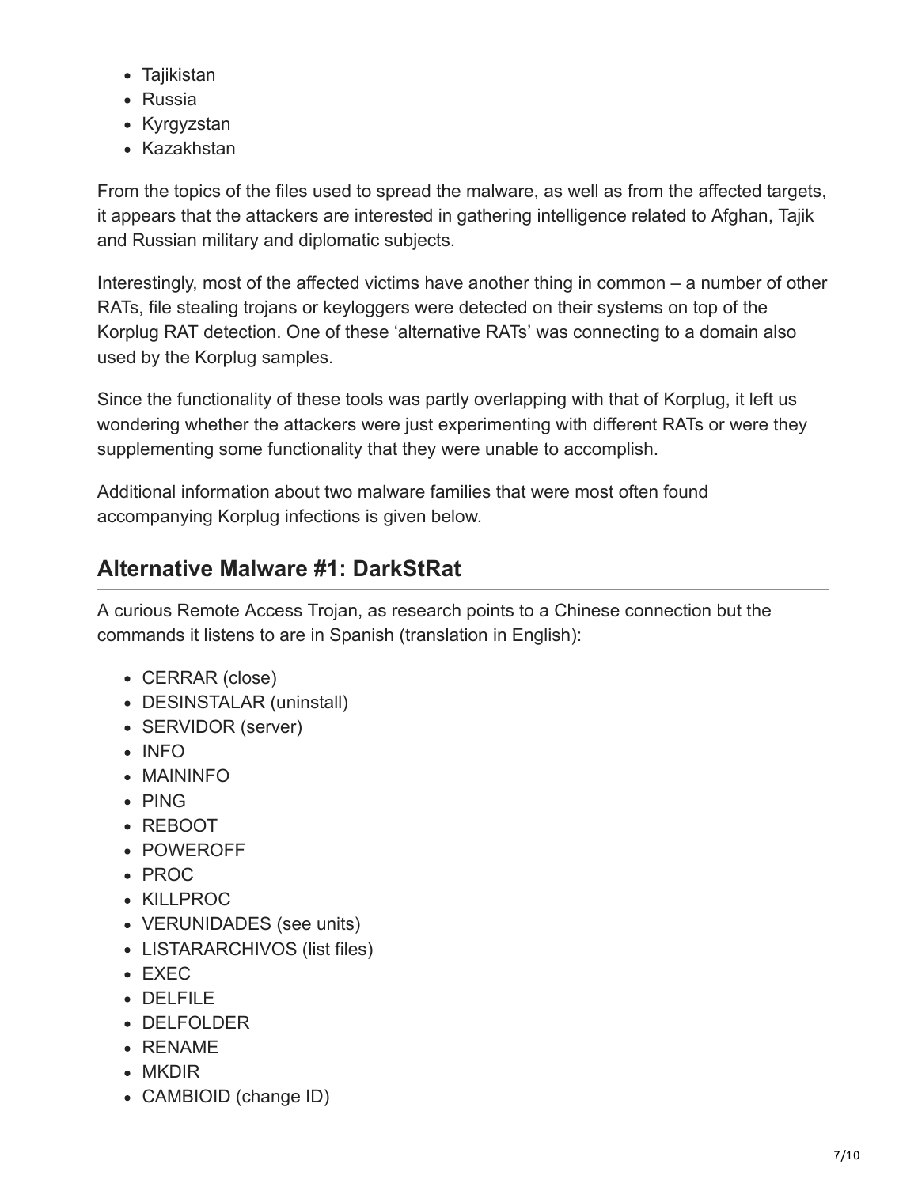- Tajikistan
- Russia
- Kyrgyzstan
- Kazakhstan

From the topics of the files used to spread the malware, as well as from the affected targets, it appears that the attackers are interested in gathering intelligence related to Afghan, Tajik and Russian military and diplomatic subjects.

Interestingly, most of the affected victims have another thing in common – a number of other RATs, file stealing trojans or keyloggers were detected on their systems on top of the Korplug RAT detection. One of these 'alternative RATs' was connecting to a domain also used by the Korplug samples.

Since the functionality of these tools was partly overlapping with that of Korplug, it left us wondering whether the attackers were just experimenting with different RATs or were they supplementing some functionality that they were unable to accomplish.

Additional information about two malware families that were most often found accompanying Korplug infections is given below.

## Alternative Malware #1: DarkStRat

A curious Remote Access Trojan, as research points to a Chinese connection but the commands it listens to are in Spanish (translation in English):

- CERRAR (close)
- DESINSTALAR (uninstall)
- SERVIDOR (server)
- INFO
- MAININFO
- PING
- REBOOT
- POWEROFF
- PROC
- KILLPROC
- VERUNIDADES (see units)
- LISTARARCHIVOS (list files)
- EXEC
- DELFILE
- DELFOLDER
- RENAME
- MKDIR
- CAMBIOID (change ID)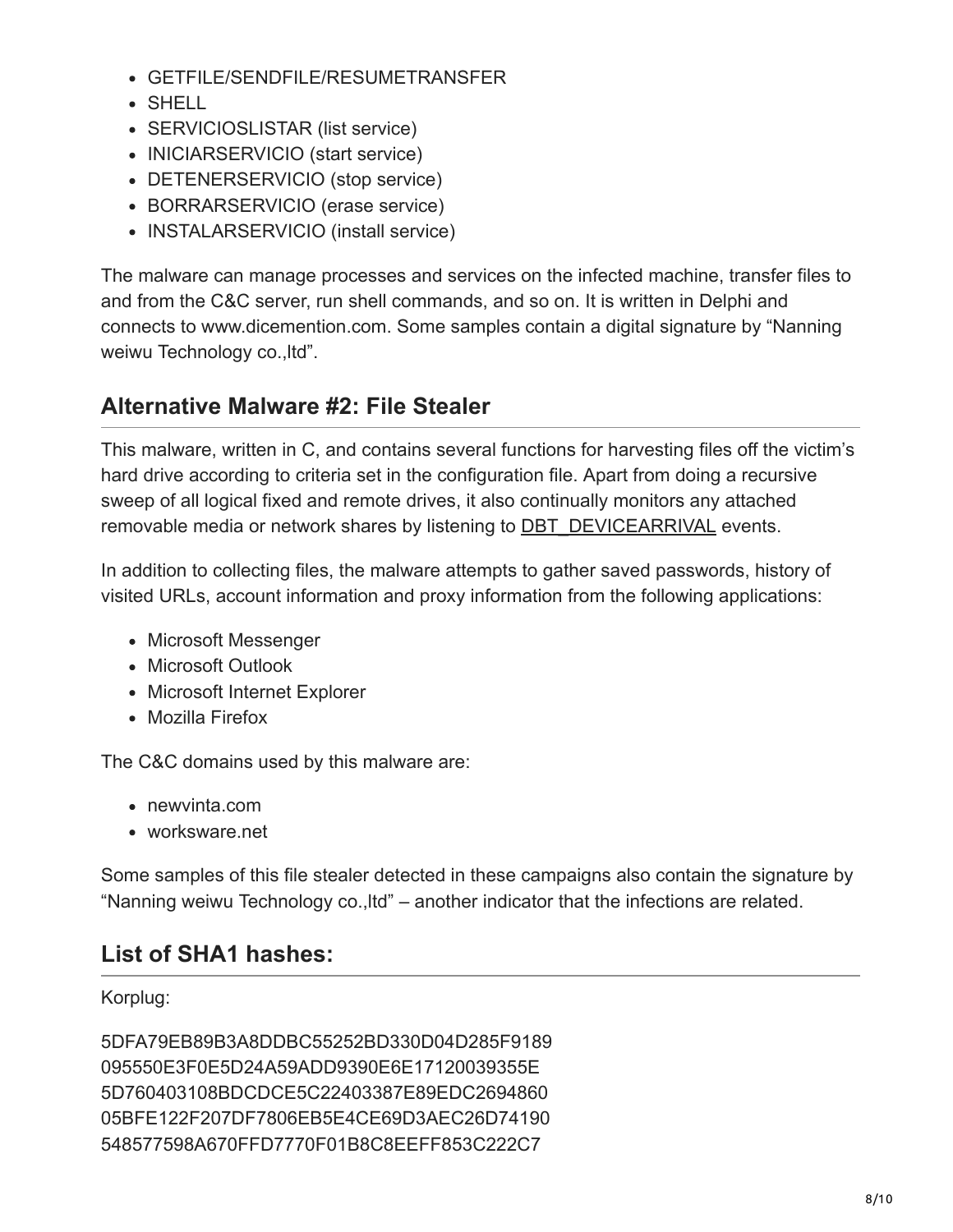- GETFILE/SENDFILE/RESUMETRANSFER
- SHELL
- SERVICIOSLISTAR (list service)
- INICIARSERVICIO (start service)
- DETENERSERVICIO (stop service)
- BORRARSERVICIO (erase service)
- INSTALARSERVICIO (install service)

The malware can manage processes and services on the infected machine, transfer files to and from the C&C server, run shell commands, and so on. It is written in Delphi and connects to www.dicemention.com. Some samples contain a digital signature by "Nanning weiwu Technology co.,ltd".

## Alternative Malware #2: File Stealer

This malware, written in C, and contains several functions for harvesting files off the victim's hard drive according to criteria set in the configuration file. Apart from doing a recursive sweep of all logical fixed and remote drives, it also continually monitors any attached removable media or network shares by listening to DBT_DEVICEARRIVAL events.

In addition to collecting files, the malware attempts to gather saved passwords, history of visited URLs, account information and proxy information from the following applications:

- Microsoft Messenger
- Microsoft Outlook
- Microsoft Internet Explorer
- Mozilla Firefox

The C&C domains used by this malware are:

- newvinta.com
- worksware.net

Some samples of this file stealer detected in these campaigns also contain the signature by "Nanning weiwu Technology co.,ltd" – another indicator that the infections are related.

## List of SHA1 hashes:

Korplug:

5DFA79EB89B3A8DDBC55252BD330D04D285F9189
095550E3F0E5D24A59ADD9390E6E17120039355E
5D760403108BDCDCE5C22403387E89EDC2694860
05BFE122F207DF7806EB5E4CE69D3AEC26D74190
548577598A670FFD7770F01B8C8EEFF853C222C7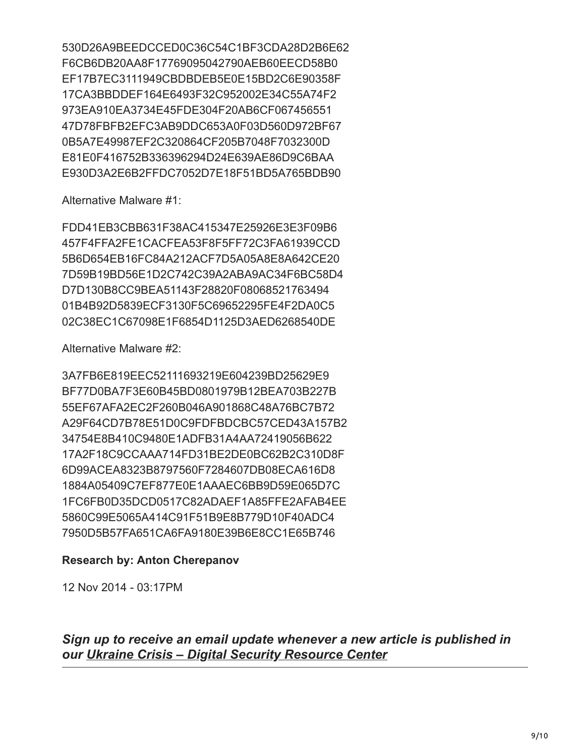530D26A9BEEDCCED0C36C54C1BF3CDA28D2B6E62
F6CB6DB20AA8F17769095042790AEB60EECD58B0
EF17B7EC3111949CBDBDEB5E0E15BD2C6E90358F
17CA3BBDDEF164E6493F32C952002E34C55A74F2
973EA910EA3734E45FDE304F20AB6CF067456551
47D78FBFB2EFC3AB9DDC653A0F03D560D972BF67
0B5A7E49987EF2C320864CF205B7048F7032300D
E81E0F416752B336396294D24E639AE86D9C6BAA
E930D3A2E6B2FFDC7052D7E18F51BD5A765BDB90

Alternative Malware #1:

FDD41EB3CBB631F38AC415347E25926E3E3F09B6
457F4FFA2FE1CACFEA53F8F5FF72C3FA61939CCD
5B6D654EB16FC84A212ACF7D5A05A8E8A642CE20
7D59B19BD56E1D2C742C39A2ABA9AC34F6BC58D4
D7D130B8CC9BEA51143F28820F08068521763494
01B4B92D5839ECF3130F5C69652295FE4F2DA0C5
02C38EC1C67098E1F6854D1125D3AED6268540DE

Alternative Malware #2:

3A7FB6E819EEC52111693219E604239BD25629E9
BF77D0BA7F3E60B45BD0801979B12BEA703B227B
55EF67AFA2EC2F260B046A901868C48A76BC7B72
A29F64CD7B78E51D0C9FDFBDCBC57CED43A157B2
34754E8B410C9480E1ADFB31A4AA72419056B622
17A2F18C9CCAAA714FD31BE2DE0BC62B2C310D8F
6D99ACEA8323B8797560F7284607DB08ECA616D8
1884A05409C7EF877E0E1AAAEC6BB9D59E065D7C
1FC6FB0D35DCD0517C82ADAEF1A85FFE2AFAB4EE
5860C99E5065A414C91F51B9E8B779D10F40ADC4
7950D5B57FA651CA6FA9180E39B6E8CC1E65B746

**Research by: Anton Cherepanov**

12 Nov 2014 - 03:17PM

***Sign up to receive an email update whenever a new article is published in our Ukraine Crisis – Digital Security Resource Center***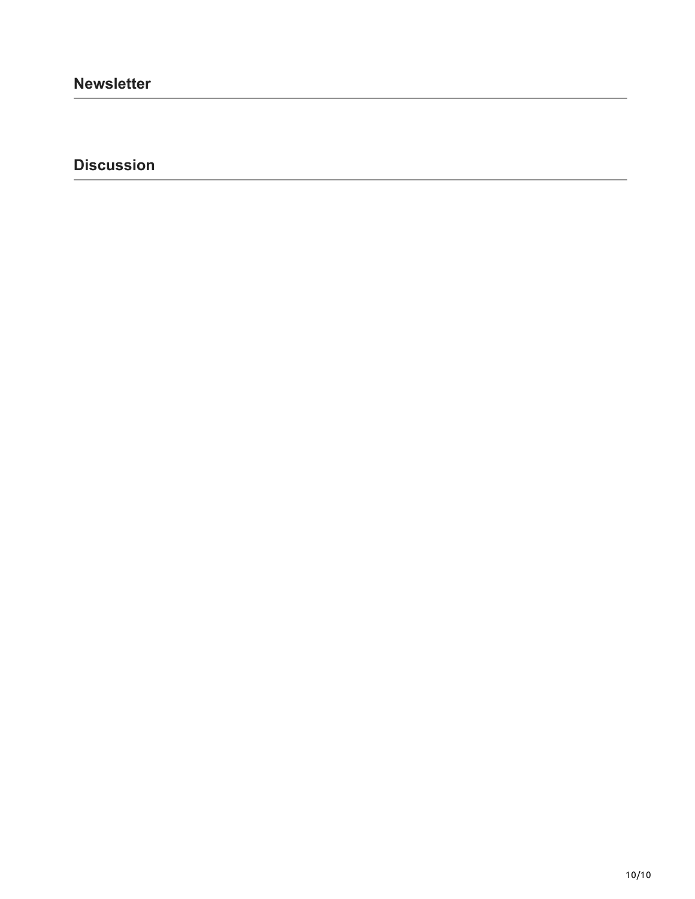## Newsletter

## Discussion